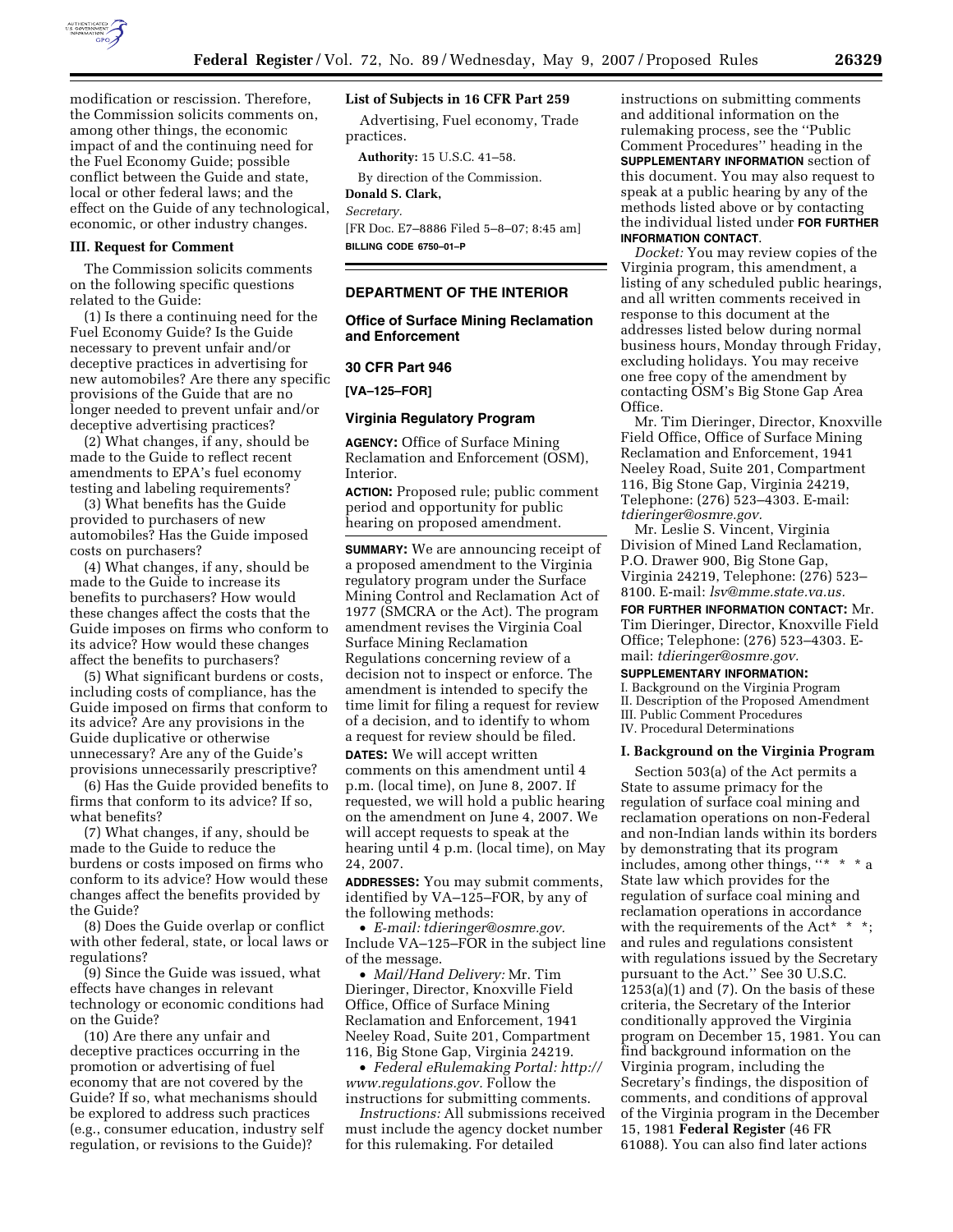modification or rescission. Therefore, the Commission solicits comments on, among other things, the economic impact of and the continuing need for the Fuel Economy Guide; possible conflict between the Guide and state, local or other federal laws; and the effect on the Guide of any technological, economic, or other industry changes.

### III. Request for Comment

The Commission solicits comments on the following specific questions related to the Guide:

(1) Is there a continuing need for the Fuel Economy Guide? Is the Guide necessary to prevent unfair and/or deceptive practices in advertising for new automobiles? Are there any specific provisions of the Guide that are no longer needed to prevent unfair and/or deceptive advertising practices?

(2) What changes, if any, should be made to the Guide to reflect recent amendments to EPA's fuel economy testing and labeling requirements?

(3) What benefits has the Guide provided to purchasers of new automobiles? Has the Guide imposed costs on purchasers?

(4) What changes, if any, should be made to the Guide to increase its benefits to purchasers? How would these changes affect the costs that the Guide imposes on firms who conform to its advice? How would these changes affect the benefits to purchasers?

(5) What significant burdens or costs, including costs of compliance, has the Guide imposed on firms that conform to its advice? Are any provisions in the Guide duplicative or otherwise unnecessary? Are any of the Guide's provisions unnecessarily prescriptive?

(6) Has the Guide provided benefits to firms that conform to its advice? If so, what benefits?

(7) What changes, if any, should be made to the Guide to reduce the burdens or costs imposed on firms who conform to its advice? How would these changes affect the benefits provided by the Guide?

(8) Does the Guide overlap or conflict with other federal, state, or local laws or regulations?

(9) Since the Guide was issued, what effects have changes in relevant technology or economic conditions had on the Guide?

(10) Are there any unfair and deceptive practices occurring in the promotion or advertising of fuel economy that are not covered by the Guide? If so, what mechanisms should be explored to address such practices (e.g., consumer education, industry self regulation, or revisions to the Guide)?

**List of Subjects in 16 CFR Part 259**

Advertising, Fuel economy, Trade practices.

**Authority:** 15 U.S.C. 41–58.

By direction of the Commission.

**Donald S. Clark,**

*Secretary.*

[FR Doc. E7–8886 Filed 5–8–07; 8:45 am]

**BILLING CODE 6750–01–P**

---

## DEPARTMENT OF THE INTERIOR

### Office of Surface Mining Reclamation and Enforcement

### 30 CFR Part 946

### [VA–125–FOR]

### Virginia Regulatory Program

**AGENCY:** Office of Surface Mining Reclamation and Enforcement (OSM), Interior.

**ACTION:** Proposed rule; public comment period and opportunity for public hearing on proposed amendment.

**SUMMARY:** We are announcing receipt of a proposed amendment to the Virginia regulatory program under the Surface Mining Control and Reclamation Act of 1977 (SMCRA or the Act). The program amendment revises the Virginia Coal Surface Mining Reclamation Regulations concerning review of a decision not to inspect or enforce. The amendment is intended to specify the time limit for filing a request for review of a decision, and to identify to whom a request for review should be filed.

**DATES:** We will accept written comments on this amendment until 4 p.m. (local time), on June 8, 2007. If requested, we will hold a public hearing on the amendment on June 4, 2007. We will accept requests to speak at the hearing until 4 p.m. (local time), on May 24, 2007.

**ADDRESSES:** You may submit comments, identified by VA–125–FOR, by any of the following methods:

- *E-mail: tdieringer@osmre.gov.* Include VA–125–FOR in the subject line of the message.
- *Mail/Hand Delivery:* Mr. Tim Dieringer, Director, Knoxville Field Office, Office of Surface Mining Reclamation and Enforcement, 1941 Neeley Road, Suite 201, Compartment 116, Big Stone Gap, Virginia 24219.
- *Federal eRulemaking Portal: http://www.regulations.gov.* Follow the instructions for submitting comments.

*Instructions:* All submissions received must include the agency docket number for this rulemaking. For detailed instructions on submitting comments and additional information on the rulemaking process, see the ''Public Comment Procedures'' heading in the **SUPPLEMENTARY INFORMATION** section of this document. You may also request to speak at a public hearing by any of the methods listed above or by contacting the individual listed under **FOR FURTHER INFORMATION CONTACT**.

*Docket:* You may review copies of the Virginia program, this amendment, a listing of any scheduled public hearings, and all written comments received in response to this document at the addresses listed below during normal business hours, Monday through Friday, excluding holidays. You may receive one free copy of the amendment by contacting OSM's Big Stone Gap Area Office.

Mr. Tim Dieringer, Director, Knoxville Field Office, Office of Surface Mining Reclamation and Enforcement, 1941 Neeley Road, Suite 201, Compartment 116, Big Stone Gap, Virginia 24219, Telephone: (276) 523–4303. E-mail: *tdieringer@osmre.gov.*

Mr. Leslie S. Vincent, Virginia Division of Mined Land Reclamation, P.O. Drawer 900, Big Stone Gap, Virginia 24219, Telephone: (276) 523–8100. E-mail: *lsv@mme.state.va.us.*

**FOR FURTHER INFORMATION CONTACT:** Mr. Tim Dieringer, Director, Knoxville Field Office; Telephone: (276) 523–4303. E-mail: *tdieringer@osmre.gov.*

**SUPPLEMENTARY INFORMATION:**

I. Background on the Virginia Program
II. Description of the Proposed Amendment
III. Public Comment Procedures
IV. Procedural Determinations

### I. Background on the Virginia Program

Section 503(a) of the Act permits a State to assume primacy for the regulation of surface coal mining and reclamation operations on non-Federal and non-Indian lands within its borders by demonstrating that its program includes, among other things, ''* * * a State law which provides for the regulation of surface coal mining and reclamation operations in accordance with the requirements of the Act* * *; and rules and regulations consistent with regulations issued by the Secretary pursuant to the Act.'' See 30 U.S.C. 1253(a)(1) and (7). On the basis of these criteria, the Secretary of the Interior conditionally approved the Virginia program on December 15, 1981. You can find background information on the Virginia program, including the Secretary's findings, the disposition of comments, and conditions of approval of the Virginia program in the December 15, 1981 **Federal Register** (46 FR 61088). You can also find later actions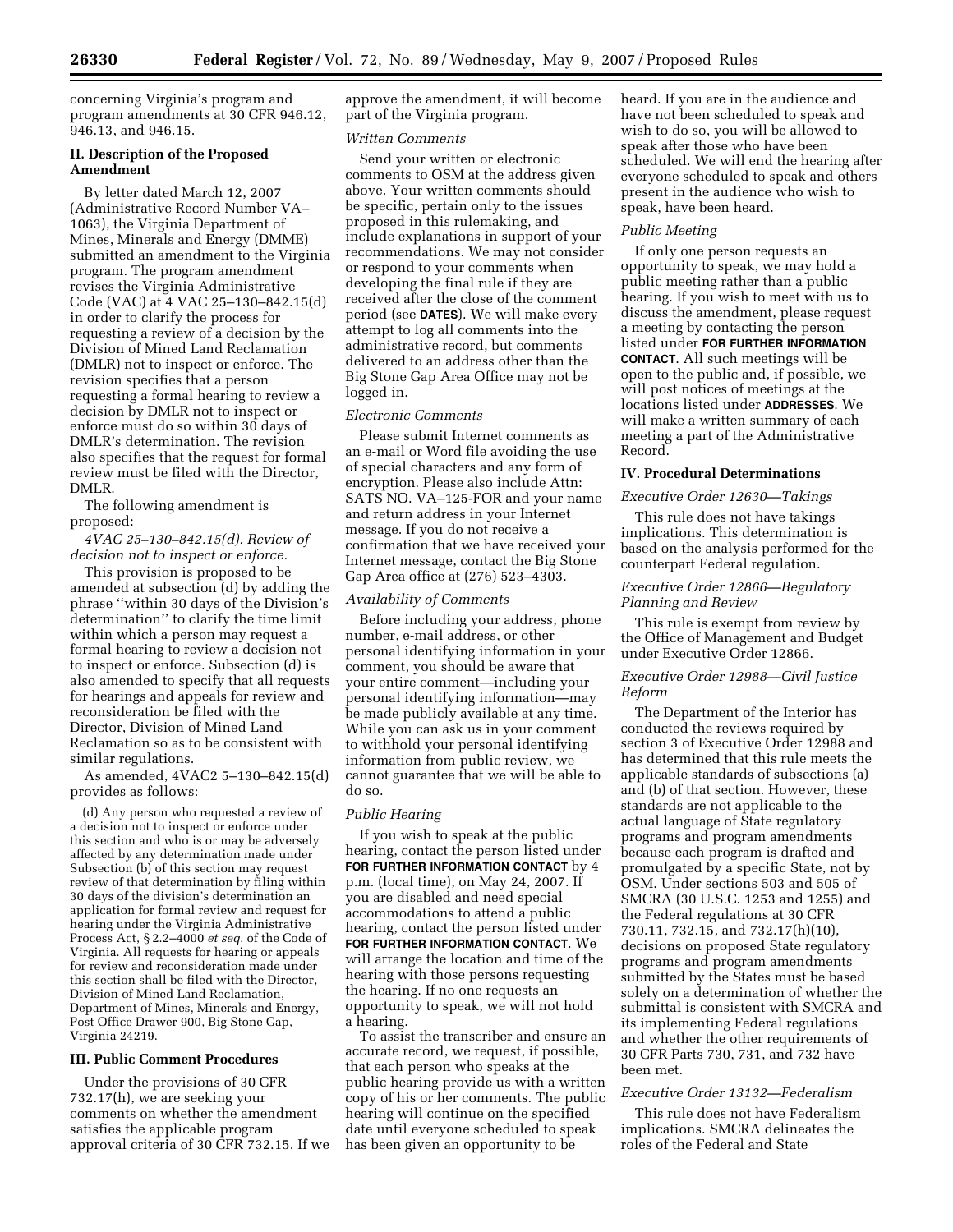concerning Virginia's program and program amendments at 30 CFR 946.12, 946.13, and 946.15.

## II. Description of the Proposed Amendment

By letter dated March 12, 2007 (Administrative Record Number VA–1063), the Virginia Department of Mines, Minerals and Energy (DMME) submitted an amendment to the Virginia program. The program amendment revises the Virginia Administrative Code (VAC) at 4 VAC 25–130–842.15(d) in order to clarify the process for requesting a review of a decision by the Division of Mined Land Reclamation (DMLR) not to inspect or enforce. The revision specifies that a person requesting a formal hearing to review a decision by DMLR not to inspect or enforce must do so within 30 days of DMLR's determination. The revision also specifies that the request for formal review must be filed with the Director, DMLR.

The following amendment is proposed:

*4VAC 25–130–842.15(d). Review of decision not to inspect or enforce.*

This provision is proposed to be amended at subsection (d) by adding the phrase ''within 30 days of the Division's determination'' to clarify the time limit within which a person may request a formal hearing to review a decision not to inspect or enforce. Subsection (d) is also amended to specify that all requests for hearings and appeals for review and reconsideration be filed with the Director, Division of Mined Land Reclamation so as to be consistent with similar regulations.

As amended, 4VAC2 5–130–842.15(d) provides as follows:

(d) Any person who requested a review of a decision not to inspect or enforce under this section and who is or may be adversely affected by any determination made under Subsection (b) of this section may request review of that determination by filing within 30 days of the division's determination an application for formal review and request for hearing under the Virginia Administrative Process Act, § 2.2–4000 *et seq.* of the Code of Virginia. All requests for hearing or appeals for review and reconsideration made under this section shall be filed with the Director, Division of Mined Land Reclamation, Department of Mines, Minerals and Energy, Post Office Drawer 900, Big Stone Gap, Virginia 24219.

## III. Public Comment Procedures

Under the provisions of 30 CFR 732.17(h), we are seeking your comments on whether the amendment satisfies the applicable program approval criteria of 30 CFR 732.15. If we approve the amendment, it will become part of the Virginia program.

*Written Comments*

Send your written or electronic comments to OSM at the address given above. Your written comments should be specific, pertain only to the issues proposed in this rulemaking, and include explanations in support of your recommendations. We may not consider or respond to your comments when developing the final rule if they are received after the close of the comment period (see **DATES**). We will make every attempt to log all comments into the administrative record, but comments delivered to an address other than the Big Stone Gap Area Office may not be logged in.

*Electronic Comments*

Please submit Internet comments as an e-mail or Word file avoiding the use of special characters and any form of encryption. Please also include Attn: SATS NO. VA–125-FOR and your name and return address in your Internet message. If you do not receive a confirmation that we have received your Internet message, contact the Big Stone Gap Area office at (276) 523–4303.

*Availability of Comments*

Before including your address, phone number, e-mail address, or other personal identifying information in your comment, you should be aware that your entire comment—including your personal identifying information—may be made publicly available at any time. While you can ask us in your comment to withhold your personal identifying information from public review, we cannot guarantee that we will be able to do so.

*Public Hearing*

If you wish to speak at the public hearing, contact the person listed under **FOR FURTHER INFORMATION CONTACT** by 4 p.m. (local time), on May 24, 2007. If you are disabled and need special accommodations to attend a public hearing, contact the person listed under **FOR FURTHER INFORMATION CONTACT**. We will arrange the location and time of the hearing with those persons requesting the hearing. If no one requests an opportunity to speak, we will not hold a hearing.

To assist the transcriber and ensure an accurate record, we request, if possible, that each person who speaks at the public hearing provide us with a written copy of his or her comments. The public hearing will continue on the specified date until everyone scheduled to speak has been given an opportunity to be heard. If you are in the audience and have not been scheduled to speak and wish to do so, you will be allowed to speak after those who have been scheduled. We will end the hearing after everyone scheduled to speak and others present in the audience who wish to speak, have been heard.

*Public Meeting*

If only one person requests an opportunity to speak, we may hold a public meeting rather than a public hearing. If you wish to meet with us to discuss the amendment, please request a meeting by contacting the person listed under **FOR FURTHER INFORMATION CONTACT**. All such meetings will be open to the public and, if possible, we will post notices of meetings at the locations listed under **ADDRESSES**. We will make a written summary of each meeting a part of the Administrative Record.

## IV. Procedural Determinations

*Executive Order 12630—Takings*

This rule does not have takings implications. This determination is based on the analysis performed for the counterpart Federal regulation.

*Executive Order 12866—Regulatory Planning and Review*

This rule is exempt from review by the Office of Management and Budget under Executive Order 12866.

*Executive Order 12988—Civil Justice Reform*

The Department of the Interior has conducted the reviews required by section 3 of Executive Order 12988 and has determined that this rule meets the applicable standards of subsections (a) and (b) of that section. However, these standards are not applicable to the actual language of State regulatory programs and program amendments because each program is drafted and promulgated by a specific State, not by OSM. Under sections 503 and 505 of SMCRA (30 U.S.C. 1253 and 1255) and the Federal regulations at 30 CFR 730.11, 732.15, and 732.17(h)(10), decisions on proposed State regulatory programs and program amendments submitted by the States must be based solely on a determination of whether the submittal is consistent with SMCRA and its implementing Federal regulations and whether the other requirements of 30 CFR Parts 730, 731, and 732 have been met.

*Executive Order 13132—Federalism*

This rule does not have Federalism implications. SMCRA delineates the roles of the Federal and State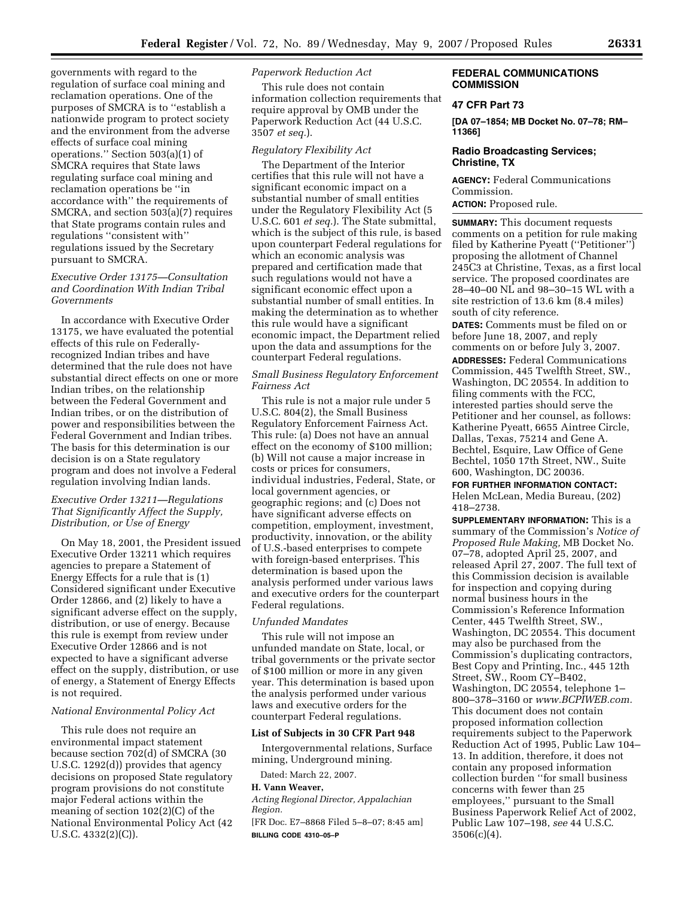governments with regard to the regulation of surface coal mining and reclamation operations. One of the purposes of SMCRA is to ''establish a nationwide program to protect society and the environment from the adverse effects of surface coal mining operations.'' Section 503(a)(1) of SMCRA requires that State laws regulating surface coal mining and reclamation operations be ''in accordance with'' the requirements of SMCRA, and section 503(a)(7) requires that State programs contain rules and regulations ''consistent with'' regulations issued by the Secretary pursuant to SMCRA.

*Executive Order 13175—Consultation and Coordination With Indian Tribal Governments*

In accordance with Executive Order 13175, we have evaluated the potential effects of this rule on Federally-recognized Indian tribes and have determined that the rule does not have substantial direct effects on one or more Indian tribes, on the relationship between the Federal Government and Indian tribes, or on the distribution of power and responsibilities between the Federal Government and Indian tribes. The basis for this determination is our decision is on a State regulatory program and does not involve a Federal regulation involving Indian lands.

*Executive Order 13211—Regulations That Significantly Affect the Supply, Distribution, or Use of Energy*

On May 18, 2001, the President issued Executive Order 13211 which requires agencies to prepare a Statement of Energy Effects for a rule that is (1) Considered significant under Executive Order 12866, and (2) likely to have a significant adverse effect on the supply, distribution, or use of energy. Because this rule is exempt from review under Executive Order 12866 and is not expected to have a significant adverse effect on the supply, distribution, or use of energy, a Statement of Energy Effects is not required.

*National Environmental Policy Act*

This rule does not require an environmental impact statement because section 702(d) of SMCRA (30 U.S.C. 1292(d)) provides that agency decisions on proposed State regulatory program provisions do not constitute major Federal actions within the meaning of section 102(2)(C) of the National Environmental Policy Act (42 U.S.C. 4332(2)(C)).

*Paperwork Reduction Act*

This rule does not contain information collection requirements that require approval by OMB under the Paperwork Reduction Act (44 U.S.C. 3507 *et seq.*).

*Regulatory Flexibility Act*

The Department of the Interior certifies that this rule will not have a significant economic impact on a substantial number of small entities under the Regulatory Flexibility Act (5 U.S.C. 601 *et seq.*). The State submittal, which is the subject of this rule, is based upon counterpart Federal regulations for which an economic analysis was prepared and certification made that such regulations would not have a significant economic effect upon a substantial number of small entities. In making the determination as to whether this rule would have a significant economic impact, the Department relied upon the data and assumptions for the counterpart Federal regulations.

*Small Business Regulatory Enforcement Fairness Act*

This rule is not a major rule under 5 U.S.C. 804(2), the Small Business Regulatory Enforcement Fairness Act. This rule: (a) Does not have an annual effect on the economy of $100 million; (b) Will not cause a major increase in costs or prices for consumers, individual industries, Federal, State, or local government agencies, or geographic regions; and (c) Does not have significant adverse effects on competition, employment, investment, productivity, innovation, or the ability of U.S.-based enterprises to compete with foreign-based enterprises. This determination is based upon the analysis performed under various laws and executive orders for the counterpart Federal regulations.

*Unfunded Mandates*

This rule will not impose an unfunded mandate on State, local, or tribal governments or the private sector of $100 million or more in any given year. This determination is based upon the analysis performed under various laws and executive orders for the counterpart Federal regulations.

**List of Subjects in 30 CFR Part 948**

Intergovernmental relations, Surface mining, Underground mining.

Dated: March 22, 2007.

**H. Vann Weaver,**

*Acting Regional Director, Appalachian Region.*

[FR Doc. E7–8868 Filed 5–8–07; 8:45 am]

**BILLING CODE 4310–05–P**

## FEDERAL COMMUNICATIONS COMMISSION

### 47 CFR Part 73

**[DA 07–1854; MB Docket No. 07–78; RM–11366]**

### Radio Broadcasting Services; Christine, TX

**AGENCY:** Federal Communications Commission.

**ACTION:** Proposed rule.

---

**SUMMARY:** This document requests comments on a petition for rule making filed by Katherine Pyeatt (''Petitioner'') proposing the allotment of Channel 245C3 at Christine, Texas, as a first local service. The proposed coordinates are 28–40–00 NL and 98–30–15 WL with a site restriction of 13.6 km (8.4 miles) south of city reference.

**DATES:** Comments must be filed on or before June 18, 2007, and reply comments on or before July 3, 2007.

**ADDRESSES:** Federal Communications Commission, 445 Twelfth Street, SW., Washington, DC 20554. In addition to filing comments with the FCC, interested parties should serve the Petitioner and her counsel, as follows: Katherine Pyeatt, 6655 Aintree Circle, Dallas, Texas, 75214 and Gene A. Bechtel, Esquire, Law Office of Gene Bechtel, 1050 17th Street, NW., Suite 600, Washington, DC 20036.

**FOR FURTHER INFORMATION CONTACT:** Helen McLean, Media Bureau, (202) 418–2738.

**SUPPLEMENTARY INFORMATION:** This is a summary of the Commission's *Notice of Proposed Rule Making,* MB Docket No. 07–78, adopted April 25, 2007, and released April 27, 2007. The full text of this Commission decision is available for inspection and copying during normal business hours in the Commission's Reference Information Center, 445 Twelfth Street, SW., Washington, DC 20554. This document may also be purchased from the Commission's duplicating contractors, Best Copy and Printing, Inc., 445 12th Street, SW., Room CY–B402, Washington, DC 20554, telephone 1–800–378–3160 or *www.BCPIWEB.com.* This document does not contain proposed information collection requirements subject to the Paperwork Reduction Act of 1995, Public Law 104–13. In addition, therefore, it does not contain any proposed information collection burden ''for small business concerns with fewer than 25 employees,'' pursuant to the Small Business Paperwork Relief Act of 2002, Public Law 107–198, *see* 44 U.S.C. 3506(c)(4).